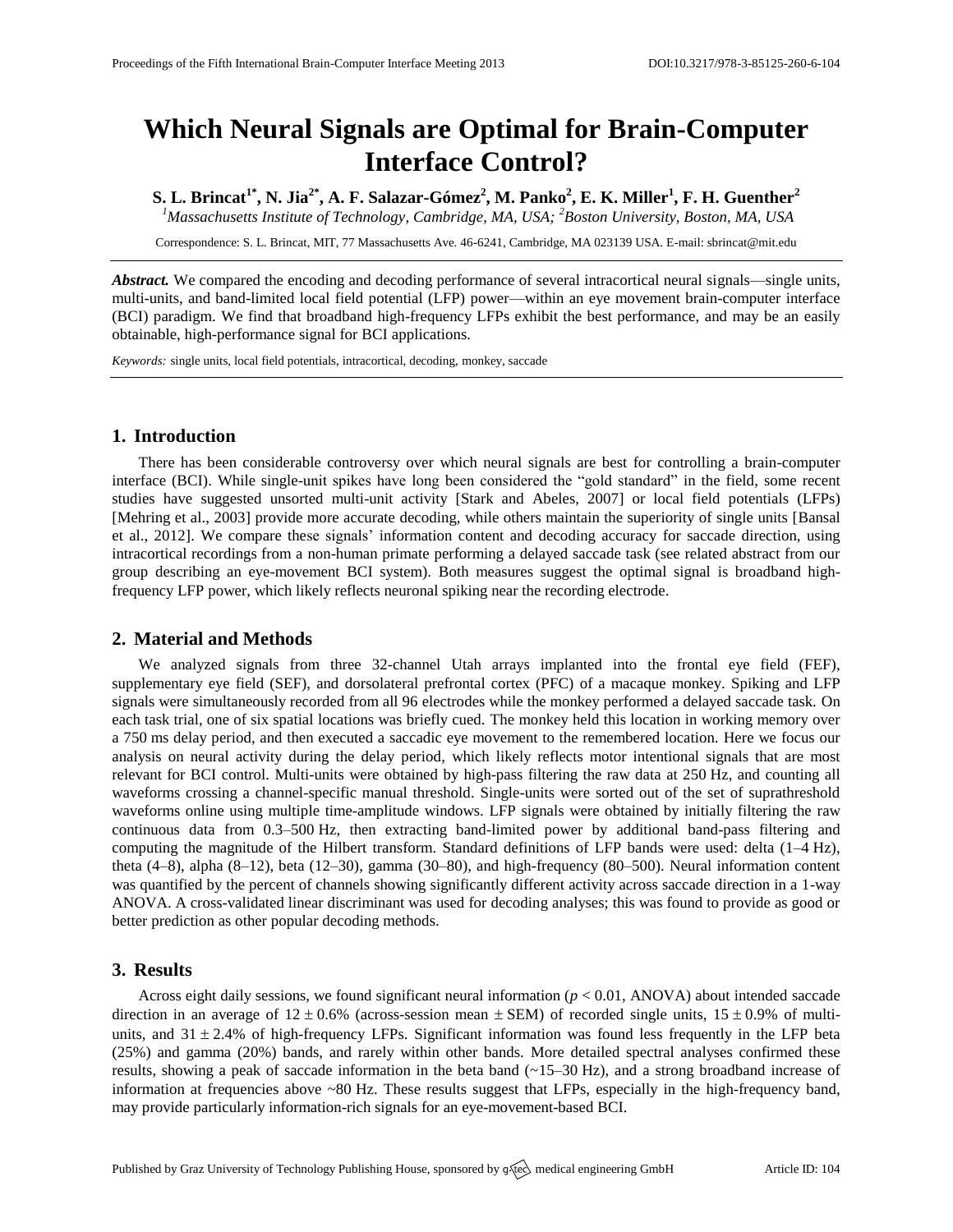# Which Neural Signals are Optimal for Brain-Computer Interface Control?

**S. L. Brincat[1*], N. Jia[2*], A. F. Salazar-Gómez[2], M. Panko[2], E. K. Miller[1], F. H. Guenther[2]**

*[1]Massachusetts Institute of Technology, Cambridge, MA, USA; [2]Boston University, Boston, MA, USA*

Correspondence: S. L. Brincat, MIT, 77 Massachusetts Ave. 46-6241, Cambridge, MA 023139 USA. E-mail: sbrincat@mit.edu

***Abstract.*** We compared the encoding and decoding performance of several intracortical neural signals—single units, multi-units, and band-limited local field potential (LFP) power—within an eye movement brain-computer interface (BCI) paradigm. We find that broadband high-frequency LFPs exhibit the best performance, and may be an easily obtainable, high-performance signal for BCI applications.

*Keywords:* single units, local field potentials, intracortical, decoding, monkey, saccade

## 1. Introduction

There has been considerable controversy over which neural signals are best for controlling a brain-computer interface (BCI). While single-unit spikes have long been considered the "gold standard" in the field, some recent studies have suggested unsorted multi-unit activity [Stark and Abeles, 2007] or local field potentials (LFPs) [Mehring et al., 2003] provide more accurate decoding, while others maintain the superiority of single units [Bansal et al., 2012]. We compare these signals' information content and decoding accuracy for saccade direction, using intracortical recordings from a non-human primate performing a delayed saccade task (see related abstract from our group describing an eye-movement BCI system). Both measures suggest the optimal signal is broadband high-frequency LFP power, which likely reflects neuronal spiking near the recording electrode.

## 2. Material and Methods

We analyzed signals from three 32-channel Utah arrays implanted into the frontal eye field (FEF), supplementary eye field (SEF), and dorsolateral prefrontal cortex (PFC) of a macaque monkey. Spiking and LFP signals were simultaneously recorded from all 96 electrodes while the monkey performed a delayed saccade task. On each task trial, one of six spatial locations was briefly cued. The monkey held this location in working memory over a 750 ms delay period, and then executed a saccadic eye movement to the remembered location. Here we focus our analysis on neural activity during the delay period, which likely reflects motor intentional signals that are most relevant for BCI control. Multi-units were obtained by high-pass filtering the raw data at 250 Hz, and counting all waveforms crossing a channel-specific manual threshold. Single-units were sorted out of the set of suprathreshold waveforms online using multiple time-amplitude windows. LFP signals were obtained by initially filtering the raw continuous data from 0.3–500 Hz, then extracting band-limited power by additional band-pass filtering and computing the magnitude of the Hilbert transform. Standard definitions of LFP bands were used: delta (1–4 Hz), theta (4–8), alpha (8–12), beta (12–30), gamma (30–80), and high-frequency (80–500). Neural information content was quantified by the percent of channels showing significantly different activity across saccade direction in a 1-way ANOVA. A cross-validated linear discriminant was used for decoding analyses; this was found to provide as good or better prediction as other popular decoding methods.

## 3. Results

Across eight daily sessions, we found significant neural information ($p < 0.01$, ANOVA) about intended saccade direction in an average of $12 \pm 0.6\%$ (across-session mean $\pm$ SEM) of recorded single units, $15 \pm 0.9\%$ of multi-units, and $31 \pm 2.4\%$ of high-frequency LFPs. Significant information was found less frequently in the LFP beta (25%) and gamma (20%) bands, and rarely within other bands. More detailed spectral analyses confirmed these results, showing a peak of saccade information in the beta band (~15–30 Hz), and a strong broadband increase of information at frequencies above ~80 Hz. These results suggest that LFPs, especially in the high-frequency band, may provide particularly information-rich signals for an eye-movement-based BCI.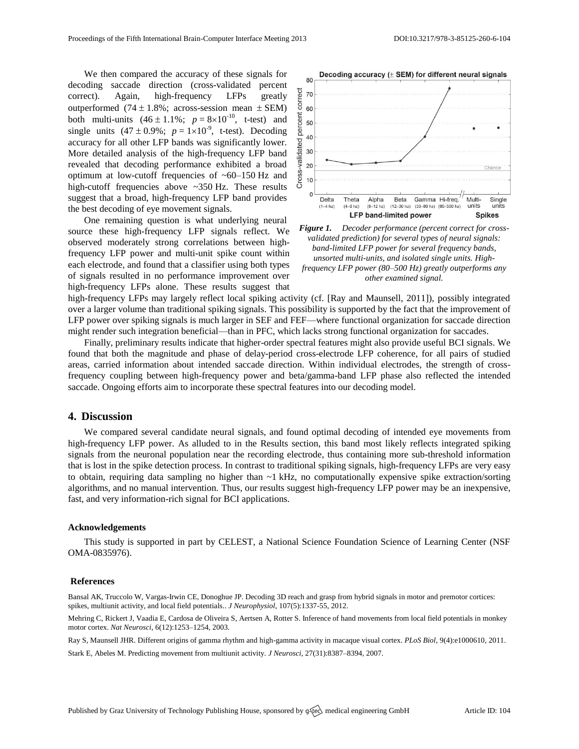We then compared the accuracy of these signals for decoding saccade direction (cross-validated percent correct). Again, high-frequency LFPs greatly outperformed ($74 \pm 1.8\%$; across-session mean $\pm$ SEM) both multi-units ($46 \pm 1.1\%$; $p = 8{\times}10^{-10}$, t-test) and single units ($47 \pm 0.9\%$; $p = 1{\times}10^{-9}$, t-test). Decoding accuracy for all other LFP bands was significantly lower. More detailed analysis of the high-frequency LFP band revealed that decoding performance exhibited a broad optimum at low-cutoff frequencies of ~60–150 Hz and high-cutoff frequencies above ~350 Hz. These results suggest that a broad, high-frequency LFP band provides the best decoding of eye movement signals.

Decoding accuracy (± SEM) for different neural signals

Cross-validated percent correct

80
70
60
50
40
30
20
10
0

Chance

Delta (1–4 hz)
Theta (4–8 hz)
Alpha (8–12 hz)
Beta (12–30 hz)
Gamma (30–80 hz)
Hi-freq. (80–500 hz)
Multi-units
Single units

LFP band-limited power

Spikes

***Figure 1.*** *Decoder performance (percent correct for cross-validated prediction) for several types of neural signals: band-limited LFP power for several frequency bands, unsorted multi-units, and isolated single units. High-frequency LFP power (80–500 Hz) greatly outperforms any other examined signal.*

One remaining question is what underlying neural source these high-frequency LFP signals reflect. We observed moderately strong correlations between high-frequency LFP power and multi-unit spike count within each electrode, and found that a classifier using both types of signals resulted in no performance improvement over high-frequency LFPs alone. These results suggest that high-frequency LFPs may largely reflect local spiking activity (cf. [Ray and Maunsell, 2011]), possibly integrated over a larger volume than traditional spiking signals. This possibility is supported by the fact that the improvement of LFP power over spiking signals is much larger in SEF and FEF—where functional organization for saccade direction might render such integration beneficial—than in PFC, which lacks strong functional organization for saccades.

Finally, preliminary results indicate that higher-order spectral features might also provide useful BCI signals. We found that both the magnitude and phase of delay-period cross-electrode LFP coherence, for all pairs of studied areas, carried information about intended saccade direction. Within individual electrodes, the strength of cross-frequency coupling between high-frequency power and beta/gamma-band LFP phase also reflected the intended saccade. Ongoing efforts aim to incorporate these spectral features into our decoding model.

## 4. Discussion

We compared several candidate neural signals, and found optimal decoding of intended eye movements from high-frequency LFP power. As alluded to in the Results section, this band most likely reflects integrated spiking signals from the neuronal population near the recording electrode, thus containing more sub-threshold information that is lost in the spike detection process. In contrast to traditional spiking signals, high-frequency LFPs are very easy to obtain, requiring data sampling no higher than ~1 kHz, no computationally expensive spike extraction/sorting algorithms, and no manual intervention. Thus, our results suggest high-frequency LFP power may be an inexpensive, fast, and very information-rich signal for BCI applications.

#### Acknowledgements

This study is supported in part by CELEST, a National Science Foundation Science of Learning Center (NSF OMA-0835976).

#### References

Bansal AK, Truccolo W, Vargas-Irwin CE, Donoghue JP. Decoding 3D reach and grasp from hybrid signals in motor and premotor cortices: spikes, multiunit activity, and local field potentials.. *J Neurophysiol*, 107(5):1337-55, 2012.

Mehring C, Rickert J, Vaadia E, Cardosa de Oliveira S, Aertsen A, Rotter S. Inference of hand movements from local field potentials in monkey motor cortex. *Nat Neurosci*, 6(12):1253–1254, 2003.

Ray S, Maunsell JHR. Different origins of gamma rhythm and high-gamma activity in macaque visual cortex. *PLoS Biol*, 9(4):e1000610, 2011.

Stark E, Abeles M. Predicting movement from multiunit activity. *J Neurosci*, 27(31):8387–8394, 2007.